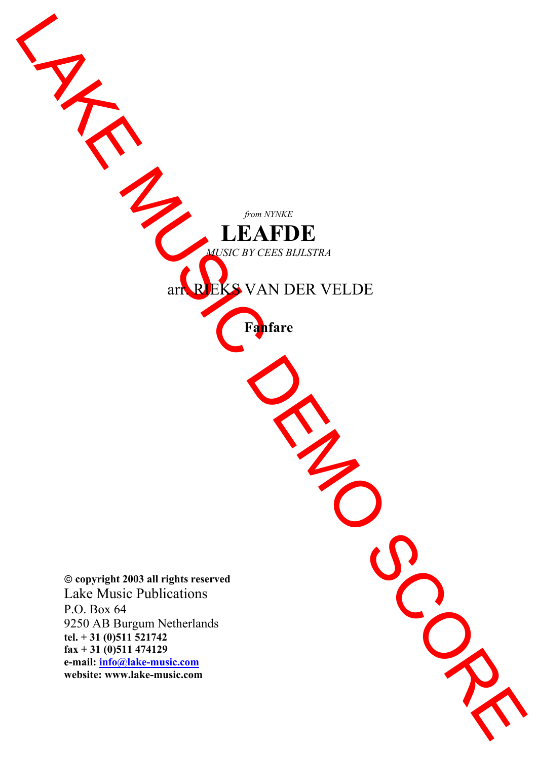LAKE MUSIC DEMO SCORE

*from NYNKE*

# LEAFDE

*MUSIC BY CEES BIJLSTRA*

arr. RIEKS VAN DER VELDE

**Fanfare**

**© copyright 2003 all rights reserved**
Lake Music Publications
P.O. Box 64
9250 AB Burgum Netherlands
**tel. + 31 (0)511 521742**
**fax + 31 (0)511 474129**
**e-mail: info@lake-music.com**
**website: www.lake-music.com**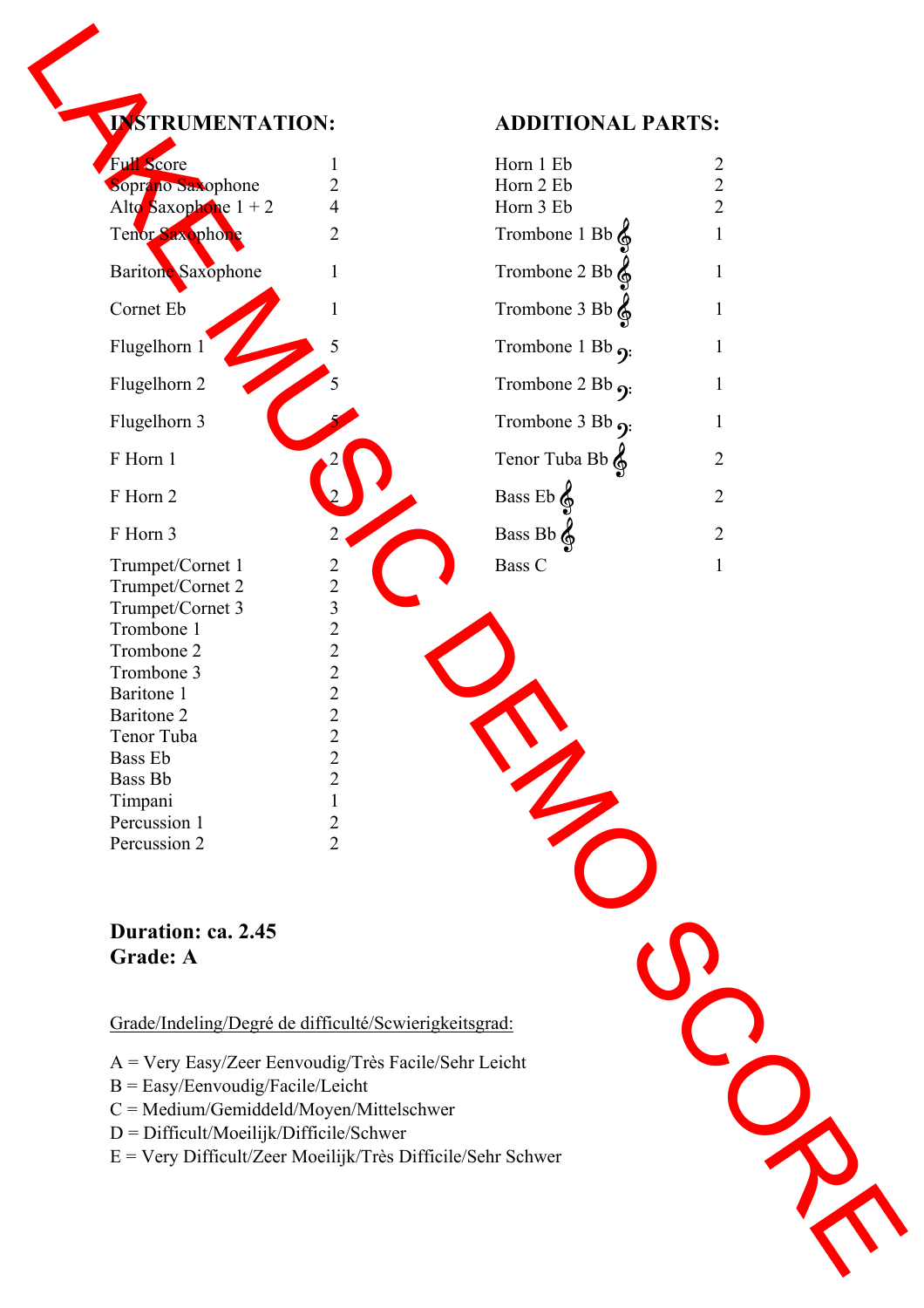## INSTRUMENTATION:

| Instrument | Qty |
| --- | --- |
| Full Score | 1 |
| Soprano Saxophone | 2 |
| Alto Saxophone 1 + 2 | 4 |
| Tenor Saxophone | 2 |
| Baritone Saxophone | 1 |
| Cornet Eb | 1 |
| Flugelhorn 1 | 5 |
| Flugelhorn 2 | 5 |
| Flugelhorn 3 | 5 |
| F Horn 1 | 2 |
| F Horn 2 | 2 |
| F Horn 3 | 2 |
| Trumpet/Cornet 1 | 2 |
| Trumpet/Cornet 2 | 2 |
| Trumpet/Cornet 3 | 3 |
| Trombone 1 | 2 |
| Trombone 2 | 2 |
| Trombone 3 | 2 |
| Baritone 1 | 2 |
| Baritone 2 | 2 |
| Tenor Tuba | 2 |
| Bass Eb | 2 |
| Bass Bb | 2 |
| Timpani | 1 |
| Percussion 1 | 2 |
| Percussion 2 | 2 |

## ADDITIONAL PARTS:

| Instrument | Qty |
| --- | --- |
| Horn 1 Eb | 2 |
| Horn 2 Eb | 2 |
| Horn 3 Eb | 2 |
| Trombone 1 Bb 𝄞 | 1 |
| Trombone 2 Bb 𝄞 | 1 |
| Trombone 3 Bb 𝄞 | 1 |
| Trombone 1 Bb 𝄢 | 1 |
| Trombone 2 Bb 𝄢 | 1 |
| Trombone 3 Bb 𝄢 | 1 |
| Tenor Tuba Bb 𝄞 | 2 |
| Bass Eb 𝄞 | 2 |
| Bass Bb 𝄞 | 2 |
| Bass C | 1 |

**Duration: ca. 2.45**
**Grade: A**

Grade/Indeling/Degré de difficulté/Scwierigkeitsgrad:

A = Very Easy/Zeer Eenvoudig/Très Facile/Sehr Leicht
B = Easy/Eenvoudig/Facile/Leicht
C = Medium/Gemiddeld/Moyen/Mittelschwer
D = Difficult/Moeilijk/Difficile/Schwer
E = Very Difficult/Zeer Moeilijk/Très Difficile/Sehr Schwer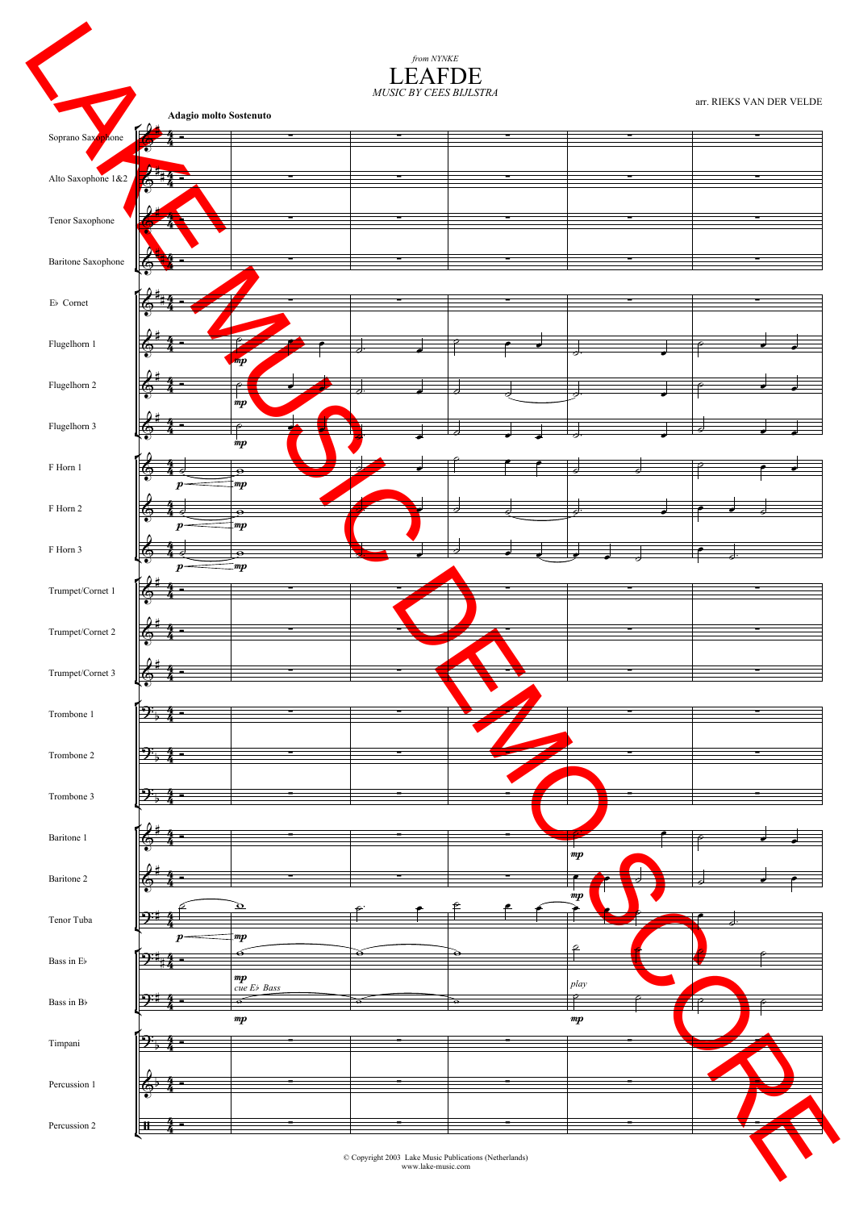*from NYNKE*

# LEAFDE

*MUSIC BY CEES BIJLSTRA*

arr. RIEKS VAN DER VELDE

**Adagio molto Sostenuto**

Soprano Saxophone

Alto Saxophone 1&2

Tenor Saxophone

Baritone Saxophone

E♭ Cornet

Flugelhorn 1

Flugelhorn 2

Flugelhorn 3

F Horn 1

F Horn 2

F Horn 3

Trumpet/Cornet 1

Trumpet/Cornet 2

Trumpet/Cornet 3

Trombone 1

Trombone 2

Trombone 3

Baritone 1

Baritone 2

Tenor Tuba

Bass in E♭

Bass in B♭

Timpani

Percussion 1

Percussion 2

*cue E♭ Bass*

*play*

© Copyright 2003 Lake Music Publications (Netherlands)
www.lake-music.com

LAKE MUSIC DEMO SCORE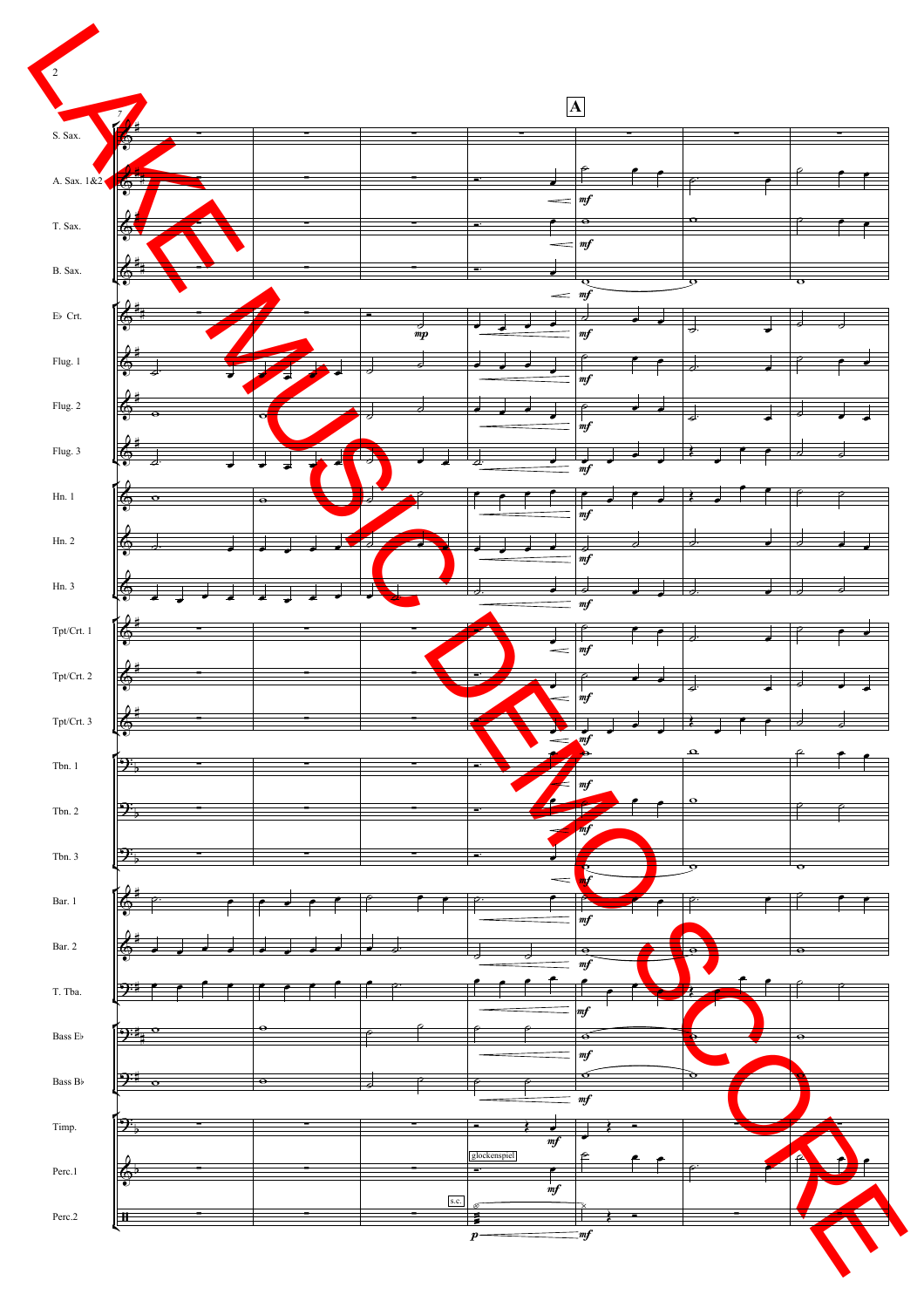**A**

S. Sax.

A. Sax. 1&2

T. Sax.

B. Sax.

E♭ Crt.

Flug. 1

Flug. 2

Flug. 3

Hn. 1

Hn. 2

Hn. 3

Tpt/Crt. 1

Tpt/Crt. 2

Tpt/Crt. 3

Tbn. 1

Tbn. 2

Tbn. 3

Bar. 1

Bar. 2

T. Tba.

Bass E♭

Bass B♭

Timp.

Perc.1

Perc.2

glockenspiel

s.c.

LAKE MUSIC DEMO SCORE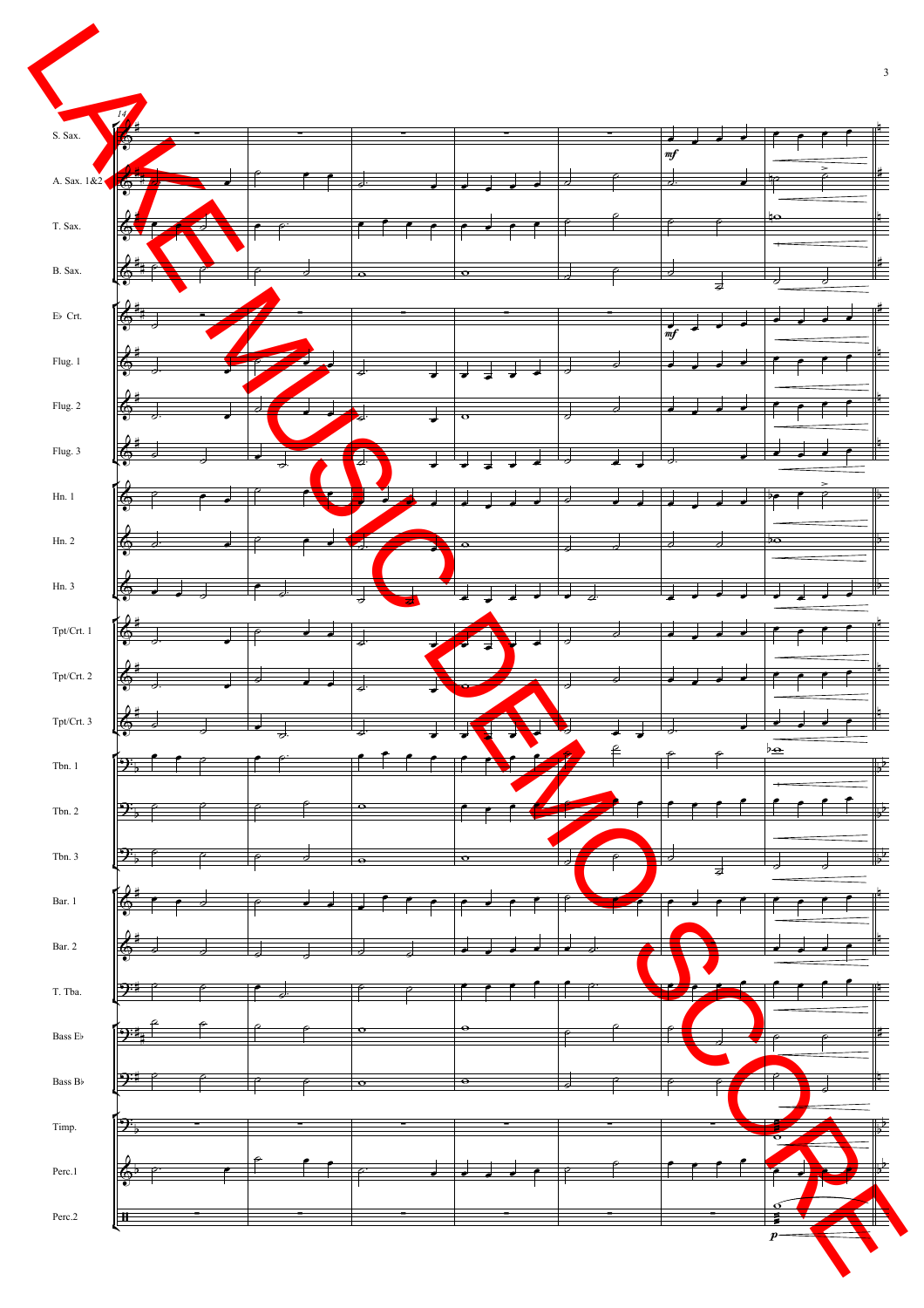14

S. Sax.

A. Sax. 1&2

T. Sax.

B. Sax.

E♭ Crt.

Flug. 1

Flug. 2

Flug. 3

Hn. 1

Hn. 2

Hn. 3

Tpt/Crt. 1

Tpt/Crt. 2

Tpt/Crt. 3

Tbn. 1

Tbn. 2

Tbn. 3

Bar. 1

Bar. 2

T. Tba.

Bass E♭

Bass B♭

Timp.

Perc.1

Perc.2

*mf* *mf* *p*

LAKE MUSIC DEMO SCORE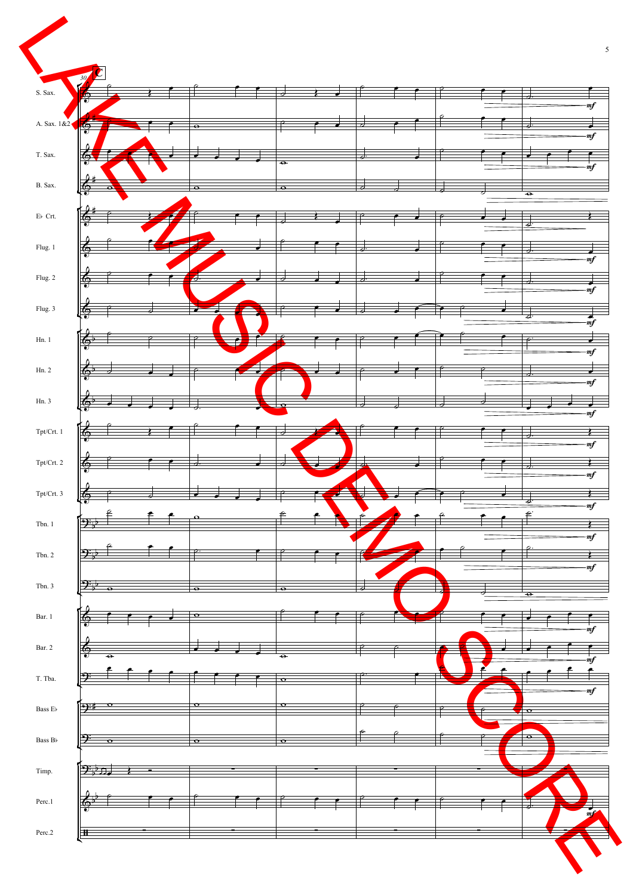C

S. Sax.

A. Sax. 1&2

T. Sax.

B. Sax.

E♭ Crt.

Flug. 1

Flug. 2

Flug. 3

Hn. 1

Hn. 2

Hn. 3

Tpt/Crt. 1

Tpt/Crt. 2

Tpt/Crt. 3

Tbn. 1

Tbn. 2

Tbn. 3

Bar. 1

Bar. 2

T. Tba.

Bass E♭

Bass B♭

Timp.

Perc.1

Perc.2

LAKE MUSIC DEMO SCORE